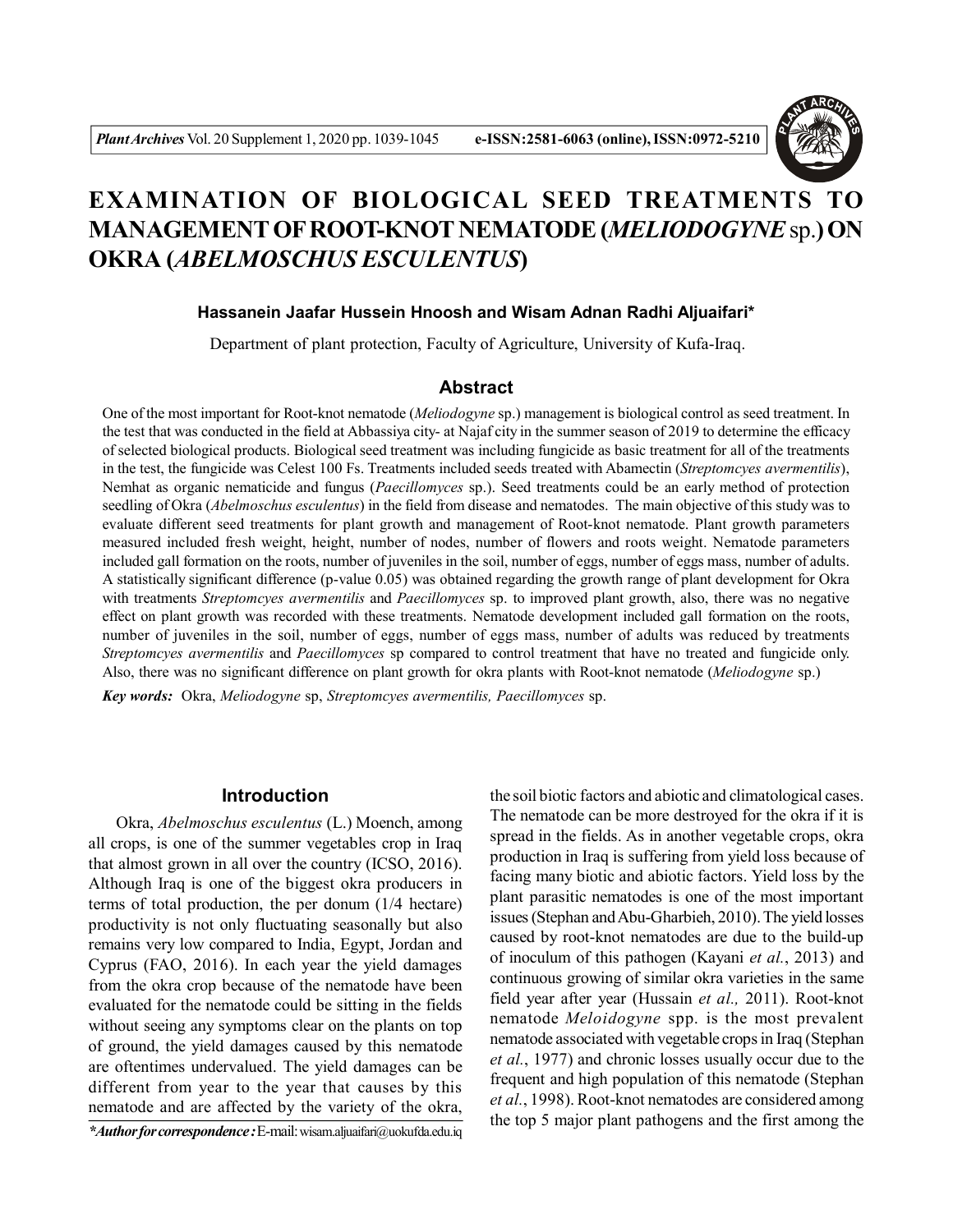# EXAMINATION OF BIOLOGICAL SEED TREATMENTS TO MANAGEMENT OF ROOT-KNOT NEMATODE (*MELIODOGYNE* sp.) ON OKRA (*ABELMOSCHUS ESCULENTUS*)

**Hassanein Jaafar Hussein Hnoosh and Wisam Adnan Radhi Aljuaifari***

Department of plant protection, Faculty of Agriculture, University of Kufa-Iraq.

## Abstract

One of the most important for Root-knot nematode (*Meliodogyne* sp.) management is biological control as seed treatment. In the test that was conducted in the field at Abbassiya city- at Najaf city in the summer season of 2019 to determine the efficacy of selected biological products. Biological seed treatment was including fungicide as basic treatment for all of the treatments in the test, the fungicide was Celest 100 Fs. Treatments included seeds treated with Abamectin (*Streptomcyes avermentilis*), Nemhat as organic nematicide and fungus (*Paecillomyces* sp.). Seed treatments could be an early method of protection seedling of Okra (*Abelmoschus esculentus*) in the field from disease and nematodes. The main objective of this study was to evaluate different seed treatments for plant growth and management of Root-knot nematode. Plant growth parameters measured included fresh weight, height, number of nodes, number of flowers and roots weight. Nematode parameters included gall formation on the roots, number of juveniles in the soil, number of eggs, number of eggs mass, number of adults. A statistically significant difference (p-value 0.05) was obtained regarding the growth range of plant development for Okra with treatments *Streptomcyes avermentilis* and *Paecillomyces* sp. to improved plant growth, also, there was no negative effect on plant growth was recorded with these treatments. Nematode development included gall formation on the roots, number of juveniles in the soil, number of eggs, number of eggs mass, number of adults was reduced by treatments *Streptomcyes avermentilis* and *Paecillomyces* sp compared to control treatment that have no treated and fungicide only. Also, there was no significant difference on plant growth for okra plants with Root-knot nematode (*Meliodogyne* sp.)

***Key words:*** Okra, *Meliodogyne* sp, *Streptomcyes avermentilis, Paecillomyces* sp.

## Introduction

Okra, *Abelmoschus esculentus* (L.) Moench, among all crops, is one of the summer vegetables crop in Iraq that almost grown in all over the country (ICSO, 2016). Although Iraq is one of the biggest okra producers in terms of total production, the per donum (1/4 hectare) productivity is not only fluctuating seasonally but also remains very low compared to India, Egypt, Jordan and Cyprus (FAO, 2016). In each year the yield damages from the okra crop because of the nematode have been evaluated for the nematode could be sitting in the fields without seeing any symptoms clear on the plants on top of ground, the yield damages caused by this nematode are oftentimes undervalued. The yield damages can be different from year to the year that causes by this nematode and are affected by the variety of the okra, the soil biotic factors and abiotic and climatological cases. The nematode can be more destroyed for the okra if it is spread in the fields. As in another vegetable crops, okra production in Iraq is suffering from yield loss because of facing many biotic and abiotic factors. Yield loss by the plant parasitic nematodes is one of the most important issues (Stephan and Abu-Gharbieh, 2010). The yield losses caused by root-knot nematodes are due to the build-up of inoculum of this pathogen (Kayani *et al.*, 2013) and continuous growing of similar okra varieties in the same field year after year (Hussain *et al.,* 2011). Root-knot nematode *Meloidogyne* spp. is the most prevalent nematode associated with vegetable crops in Iraq (Stephan *et al.*, 1977) and chronic losses usually occur due to the frequent and high population of this nematode (Stephan *et al.*, 1998). Root-knot nematodes are considered among the top 5 major plant pathogens and the first among the

****Author for correspondence :*** E-mail: wisam.aljuaifari@uokufda.edu.iq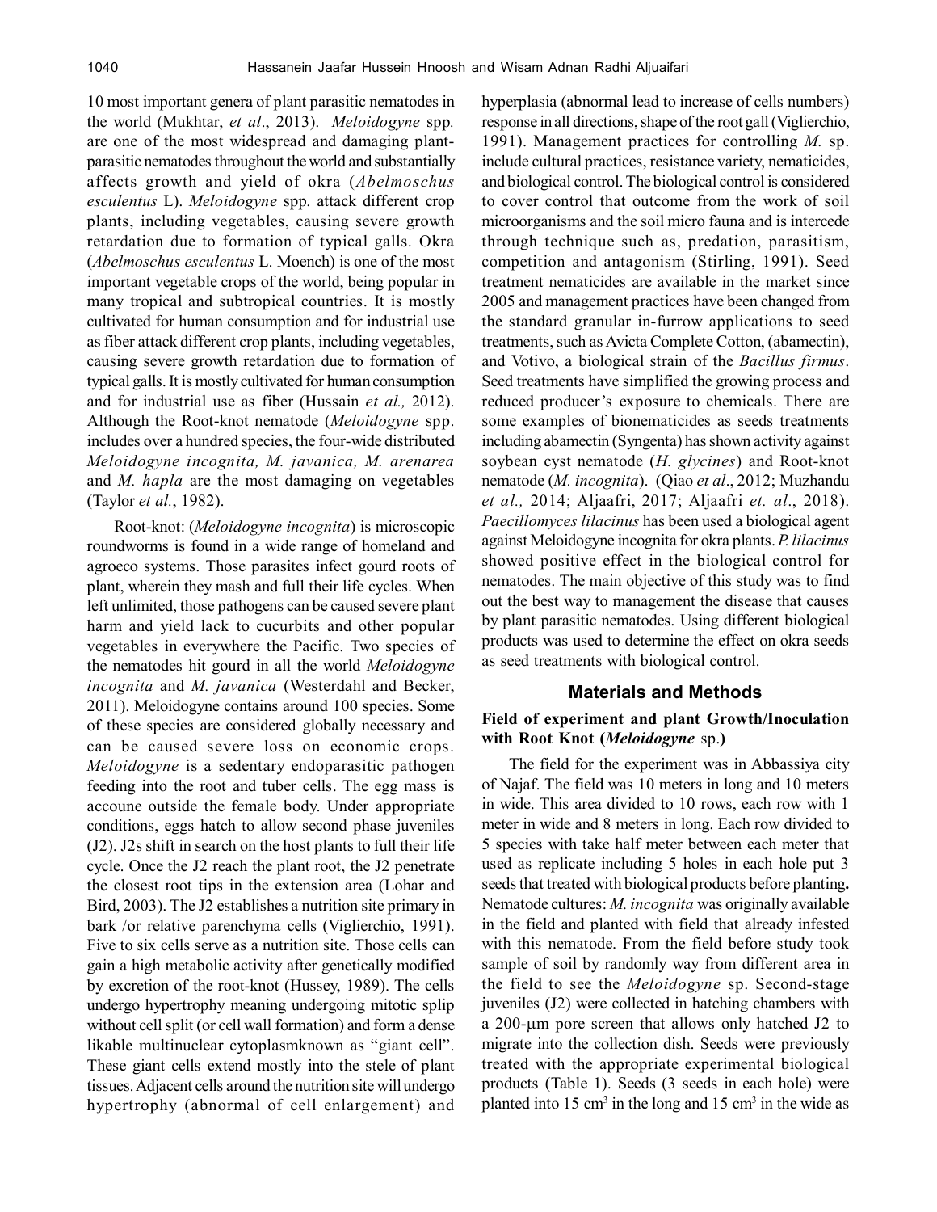10 most important genera of plant parasitic nematodes in the world (Mukhtar, *et al*., 2013). *Meloidogyne* spp. are one of the most widespread and damaging plant-parasitic nematodes throughout the world and substantially affects growth and yield of okra (*Abelmoschus esculentus* L). *Meloidogyne* spp. attack different crop plants, including vegetables, causing severe growth retardation due to formation of typical galls. Okra (*Abelmoschus esculentus* L. Moench) is one of the most important vegetable crops of the world, being popular in many tropical and subtropical countries. It is mostly cultivated for human consumption and for industrial use as fiber attack different crop plants, including vegetables, causing severe growth retardation due to formation of typical galls. It is mostly cultivated for human consumption and for industrial use as fiber (Hussain *et al.,* 2012). Although the Root-knot nematode (*Meloidogyne* spp. includes over a hundred species, the four-wide distributed *Meloidogyne incognita, M. javanica, M. arenarea* and *M. hapla* are the most damaging on vegetables (Taylor *et al.*, 1982).

Root-knot: (*Meloidogyne incognita*) is microscopic roundworms is found in a wide range of homeland and agroeco systems. Those parasites infect gourd roots of plant, wherein they mash and full their life cycles. When left unlimited, those pathogens can be caused severe plant harm and yield lack to cucurbits and other popular vegetables in everywhere the Pacific. Two species of the nematodes hit gourd in all the world *Meloidogyne incognita* and *M. javanica* (Westerdahl and Becker, 2011). Meloidogyne contains around 100 species. Some of these species are considered globally necessary and can be caused severe loss on economic crops. *Meloidogyne* is a sedentary endoparasitic pathogen feeding into the root and tuber cells. The egg mass is accoune outside the female body. Under appropriate conditions, eggs hatch to allow second phase juveniles (J2). J2s shift in search on the host plants to full their life cycle. Once the J2 reach the plant root, the J2 penetrate the closest root tips in the extension area (Lohar and Bird, 2003). The J2 establishes a nutrition site primary in bark /or relative parenchyma cells (Viglierchio, 1991). Five to six cells serve as a nutrition site. Those cells can gain a high metabolic activity after genetically modified by excretion of the root-knot (Hussey, 1989). The cells undergo hypertrophy meaning undergoing mitotic splip without cell split (or cell wall formation) and form a dense likable multinuclear cytoplasmknown as "giant cell". These giant cells extend mostly into the stele of plant tissues. Adjacent cells around the nutrition site will undergo hypertrophy (abnormal of cell enlargement) and hyperplasia (abnormal lead to increase of cells numbers) response in all directions, shape of the root gall (Viglierchio, 1991). Management practices for controlling *M.* sp. include cultural practices, resistance variety, nematicides, and biological control. The biological control is considered to cover control that outcome from the work of soil microorganisms and the soil micro fauna and is intercede through technique such as, predation, parasitism, competition and antagonism (Stirling, 1991). Seed treatment nematicides are available in the market since 2005 and management practices have been changed from the standard granular in-furrow applications to seed treatments, such as Avicta Complete Cotton, (abamectin), and Votivo, a biological strain of the *Bacillus firmus*. Seed treatments have simplified the growing process and reduced producer's exposure to chemicals. There are some examples of bionematicides as seeds treatments including abamectin (Syngenta) has shown activity against soybean cyst nematode (*H. glycines*) and Root-knot nematode (*M. incognita*). (Qiao *et al*., 2012; Muzhandu *et al.,* 2014; Aljaafri, 2017; Aljaafri *et. al*., 2018). *Paecillomyces lilacinus* has been used a biological agent against Meloidogyne incognita for okra plants. *P. lilacinus* showed positive effect in the biological control for nematodes. The main objective of this study was to find out the best way to management the disease that causes by plant parasitic nematodes. Using different biological products was used to determine the effect on okra seeds as seed treatments with biological control.

## Materials and Methods

### Field of experiment and plant Growth/Inoculation with Root Knot (*Meloidogyne* sp.)

The field for the experiment was in Abbassiya city of Najaf. The field was 10 meters in long and 10 meters in wide. This area divided to 10 rows, each row with 1 meter in wide and 8 meters in long. Each row divided to 5 species with take half meter between each meter that used as replicate including 5 holes in each hole put 3 seeds that treated with biological products before planting**.** Nematode cultures: *M. incognita* was originally available in the field and planted with field that already infested with this nematode. From the field before study took sample of soil by randomly way from different area in the field to see the *Meloidogyne* sp. Second-stage juveniles (J2) were collected in hatching chambers with a 200-µm pore screen that allows only hatched J2 to migrate into the collection dish. Seeds were previously treated with the appropriate experimental biological products (Table 1). Seeds (3 seeds in each hole) were planted into 15 $cm^3$ in the long and 15 $cm^3$ in the wide as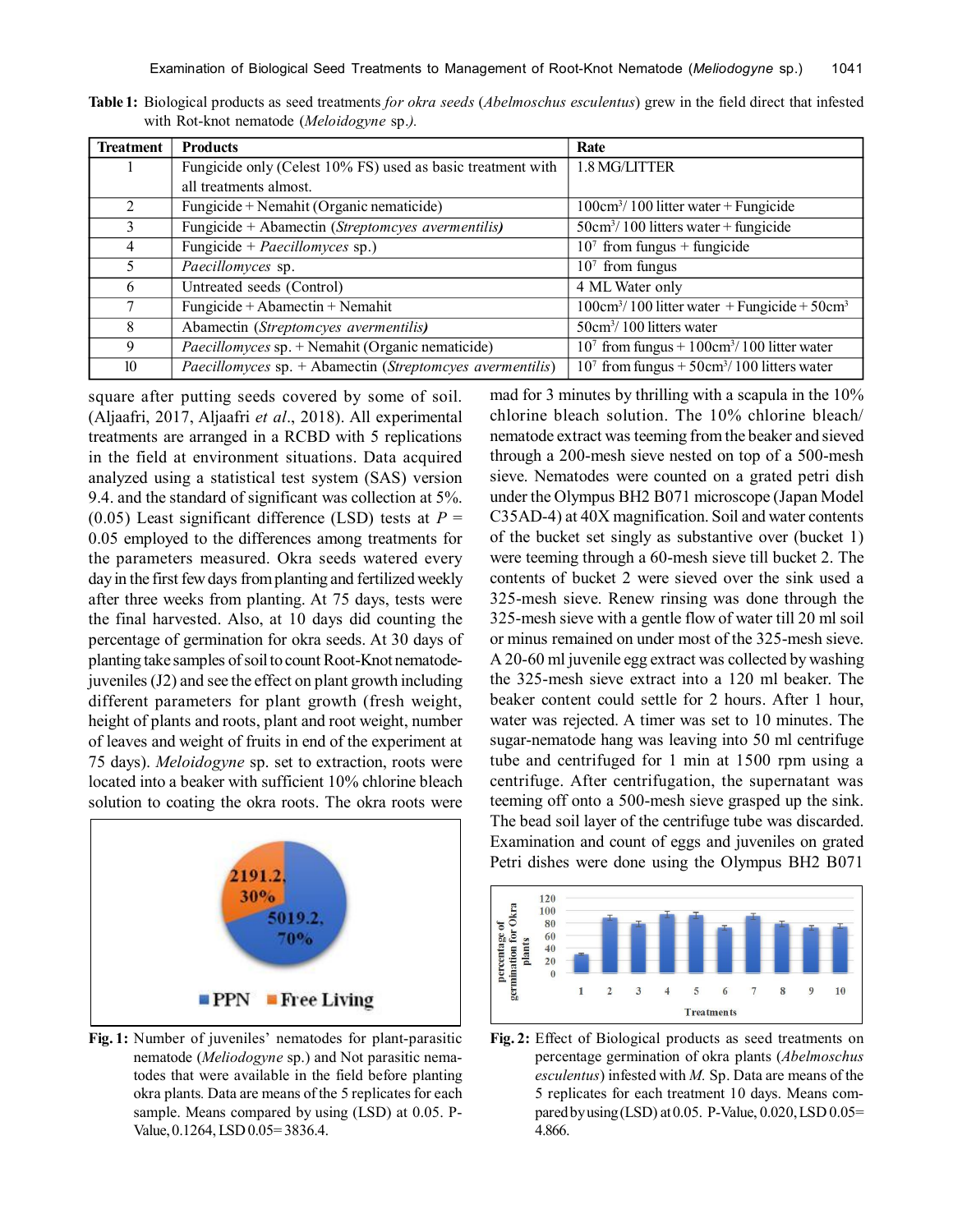**Table 1:** Biological products as seed treatments *for okra seeds* (*Abelmoschus esculentus*) grew in the field direct that infested with Rot-knot nematode (*Meloidogyne* sp.).

| Treatment | Products | Rate |
|---|---|---|
| 1 | Fungicide only (Celest 10% FS) used as basic treatment with all treatments almost. | 1.8 MG/LITTER |
| 2 | Fungicide + Nemahit (Organic nematicide) | 100cm$^3$/ 100 litter water + Fungicide |
| 3 | Fungicide + Abamectin (*Streptomcyes avermentilis)* | 50cm$^3$/ 100 litters water + fungicide |
| 4 | Fungicide + *Paecillomyces* sp.) | $10^7$ from fungus + fungicide |
| 5 | *Paecillomyces* sp. | $10^7$ from fungus |
| 6 | Untreated seeds (Control) | 4 ML Water only |
| 7 | Fungicide + Abamectin + Nemahit | 100cm$^3$/ 100 litter water + Fungicide + 50cm$^3$ |
| 8 | Abamectin (*Streptomcyes avermentilis)* | 50cm$^3$/ 100 liters water |
| 9 | *Paecillomyces* sp. + Nemahit (Organic nematicide) | $10^7$ from fungus + 100cm$^3$/ 100 litter water |
| 10 | *Paecillomyces* sp. + Abamectin (*Streptomcyes avermentilis*) | $10^7$ from fungus + 50cm$^3$/ 100 liters water |

square after putting seeds covered by some of soil. (Aljaafri, 2017, Aljaafri *et al*., 2018). All experimental treatments are arranged in a RCBD with 5 replications in the field at environment situations. Data acquired analyzed using a statistical test system (SAS) version 9.4. and the standard of significant was collection at 5%. (0.05) Least significant difference (LSD) tests at $P$ = 0.05 employed to the differences among treatments for the parameters measured. Okra seeds watered every day in the first few days from planting and fertilized weekly after three weeks from planting. At 75 days, tests were the final harvested. Also, at 10 days did counting the percentage of germination for okra seeds. At 30 days of planting take samples of soil to count Root-Knot nematode-juveniles (J2) and see the effect on plant growth including different parameters for plant growth (fresh weight, height of plants and roots, plant and root weight, number of leaves and weight of fruits in end of the experiment at 75 days). *Meloidogyne* sp. set to extraction, roots were located into a beaker with sufficient 10% chlorine bleach solution to coating the okra roots. The okra roots were mad for 3 minutes by thrilling with a scapula in the 10% chlorine bleach solution. The 10% chlorine bleach/ nematode extract was teeming from the beaker and sieved through a 200-mesh sieve nested on top of a 500-mesh sieve. Nematodes were counted on a grated petri dish under the Olympus BH2 B071 microscope (Japan Model C35AD-4) at 40X magnification. Soil and water contents of the bucket set singly as substantive over (bucket 1) were teeming through a 60-mesh sieve till bucket 2. The contents of bucket 2 were sieved over the sink used a 325-mesh sieve. Renew rinsing was done through the 325-mesh sieve with a gentle flow of water till 20 ml soil or minus remained on under most of the 325-mesh sieve. A 20-60 ml juvenile egg extract was collected by washing the 325-mesh sieve extract into a 120 ml beaker. The beaker content could settle for 2 hours. After 1 hour, water was rejected. A timer was set to 10 minutes. The sugar-nematode hang was leaving into 50 ml centrifuge tube and centrifuged for 1 min at 1500 rpm using a centrifuge. After centrifugation, the supernatant was teeming off onto a 500-mesh sieve grasped up the sink. The bead soil layer of the centrifuge tube was discarded. Examination and count of eggs and juveniles on grated Petri dishes were done using the Olympus BH2 B071

**Fig. 1:** Number of juveniles' nematodes for plant-parasitic nematode (*Meliodogyne* sp.) and Not parasitic nematodes that were available in the field before planting okra plants. Data are means of the 5 replicates for each sample. Means compared by using (LSD) at 0.05. P-Value, 0.1264, LSD 0.05= 3836.4.

**Fig. 2:** Effect of Biological products as seed treatments on percentage germination of okra plants (*Abelmoschus esculentus*) infested with *M.* Sp. Data are means of the 5 replicates for each treatment 10 days. Means compared by using (LSD) at 0.05. P-Value, 0.020, LSD 0.05= 4.866.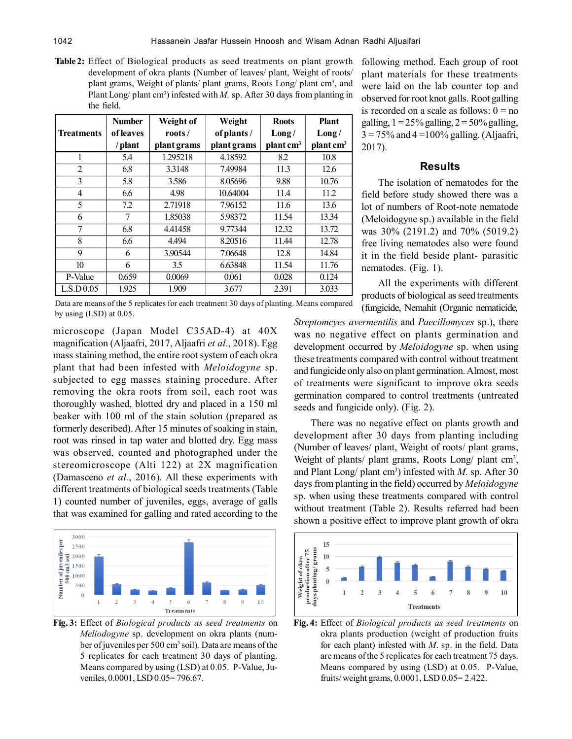**Table 2:** Effect of Biological products as seed treatments on plant growth development of okra plants (Number of leaves/ plant, Weight of roots/ plant grams, Weight of plants/ plant grams, Roots Long/ plant $cm^3$, and Plant Long/ plant $cm^3$) infested with *M.* sp. After 30 days from planting in the field.

| Treatments | Number of leaves / plant | Weight of roots / plant grams | Weight of plants / plant grams | Roots Long / plant $cm^3$ | Plant Long / plant $cm^3$ |
|---|---|---|---|---|---|
| 1 | 5.4 | 1.295218 | 4.18592 | 8.2 | 10.8 |
| 2 | 6.8 | 3.3148 | 7.49984 | 11.3 | 12.6 |
| 3 | 5.8 | 3.586 | 8.05696 | 9.88 | 10.76 |
| 4 | 6.6 | 4.98 | 10.64004 | 11.4 | 11.2 |
| 5 | 7.2 | 2.71918 | 7.96152 | 11.6 | 13.6 |
| 6 | 7 | 1.85038 | 5.98372 | 11.54 | 13.34 |
| 7 | 6.8 | 4.41458 | 9.77344 | 12.32 | 13.72 |
| 8 | 6.6 | 4.494 | 8.20516 | 11.44 | 12.78 |
| 9 | 6 | 3.90544 | 7.06648 | 12.8 | 14.84 |
| 10 | 6 | 3.5 | 6.63848 | 11.54 | 11.76 |
| P-Value | 0.659 | 0.0069 | 0.061 | 0.028 | 0.124 |
| L.S.D 0.05 | 1.925 | 1.909 | 3.677 | 2.391 | 3.033 |

Data are means of the 5 replicates for each treatment 30 days of planting. Means compared by using (LSD) at 0.05.

microscope (Japan Model C35AD-4) at 40X magnification (Aljaafri, 2017, Aljaafri *et al*., 2018). Egg mass staining method, the entire root system of each okra plant that had been infested with *Meloidogyne* sp. subjected to egg masses staining procedure. After removing the okra roots from soil, each root was thoroughly washed, blotted dry and placed in a 150 ml beaker with 100 ml of the stain solution (prepared as formerly described). After 15 minutes of soaking in stain, root was rinsed in tap water and blotted dry. Egg mass was observed, counted and photographed under the stereomicroscope (Alti 122) at 2X magnification (Damasceno *et al*., 2016). All these experiments with different treatments of biological seeds treatments (Table 1) counted number of juveniles, eggs, average of galls that was examined for galling and rated according to the following method. Each group of root plant materials for these treatments were laid on the lab counter top and observed for root knot galls. Root galling is recorded on a scale as follows: 0 = no galling, 1 = 25% galling, 2 = 50% galling, 3 = 75% and 4 = 100% galling. (Aljaafri, 2017).

## Results

The isolation of nematodes for the field before study showed there was a lot of numbers of Root-note nematode (Meloidogyne sp.) available in the field was 30% (2191.2) and 70% (5019.2) free living nematodes also were found it in the field beside plant- parasitic nematodes. (Fig. 1).

All the experiments with different products of biological as seed treatments (fungicide, Nemahit (Organic nematicide, *Streptomcyes avermentilis* and *Paecillomyces* sp.), there was no negative effect on plants germination and development occurred by *Meloidogyne* sp. when using these treatments compared with control without treatment and fungicide only also on plant germination. Almost, most of treatments were significant to improve okra seeds germination compared to control treatments (untreated seeds and fungicide only). (Fig. 2).

There was no negative effect on plants growth and development after 30 days from planting including (Number of leaves/ plant, Weight of roots/ plant grams, Weight of plants/ plant grams, Roots Long/ plant $cm^3$, and Plant Long/ plant $cm^3$) infested with *M.* sp. After 30 days from planting in the field) occurred by *Meloidogyne* sp. when using these treatments compared with control without treatment (Table 2). Results referred had been shown a positive effect to improve plant growth of okra

**Fig. 3:** Effect of *Biological products as seed treatments* on *Meliodogyne* sp. development on okra plants (number of juveniles per 500 $cm^3$ soil). Data are means of the 5 replicates for each treatment 30 days of planting. Means compared by using (LSD) at 0.05. P-Value, Juveniles, 0.0001, LSD 0.05= 796.67.

**Fig. 4:** Effect of *Biological products as seed treatments* on okra plants production (weight of production fruits for each plant) infested with *M.* sp. in the field. Data are means of the 5 replicates for each treatment 75 days. Means compared by using (LSD) at 0.05. P-Value, fruits/ weight grams, 0.0001, LSD 0.05= 2.422.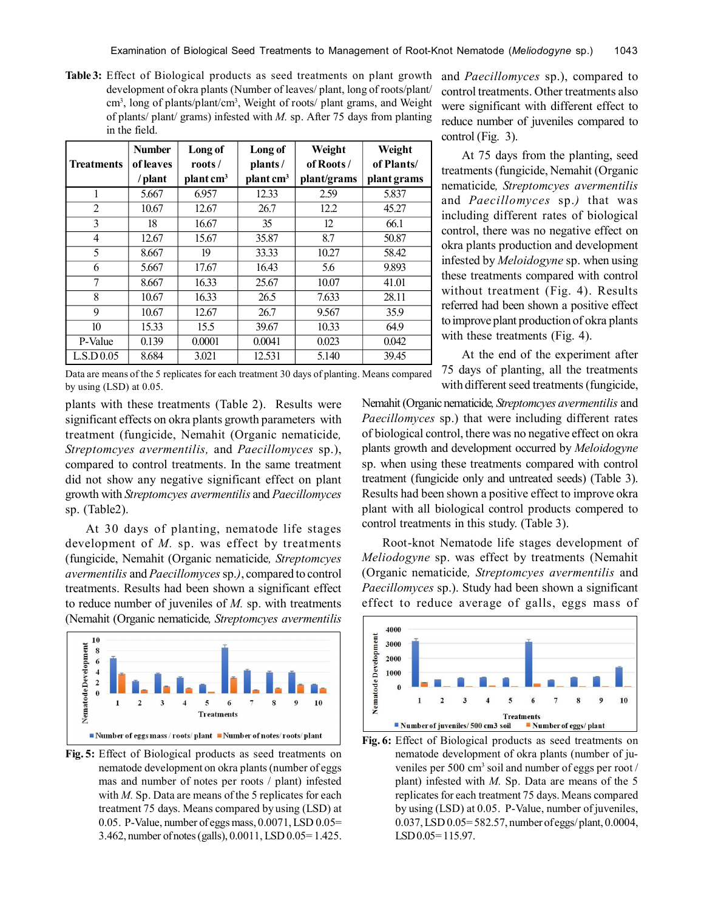**Table 3:** Effect of Biological products as seed treatments on plant growth development of okra plants (Number of leaves/ plant, long of roots/plant/ $cm^3$, long of plants/plant/$cm^3$, Weight of roots/ plant grams, and Weight of plants/ plant/ grams) infested with *M.* sp. After 75 days from planting in the field.

| Treatments | Number of leaves / plant | Long of roots / plant $cm^3$ | Long of plants / plant $cm^3$ | Weight of Roots / plant/grams | Weight of Plants/ plant grams |
|---|---|---|---|---|---|
| 1 | 5.667 | 6.957 | 12.33 | 2.59 | 5.837 |
| 2 | 10.67 | 12.67 | 26.7 | 12.2 | 45.27 |
| 3 | 18 | 16.67 | 35 | 12 | 66.1 |
| 4 | 12.67 | 15.67 | 35.87 | 8.7 | 50.87 |
| 5 | 8.667 | 19 | 33.33 | 10.27 | 58.42 |
| 6 | 5.667 | 17.67 | 16.43 | 5.6 | 9.893 |
| 7 | 8.667 | 16.33 | 25.67 | 10.07 | 41.01 |
| 8 | 10.67 | 16.33 | 26.5 | 7.633 | 28.11 |
| 9 | 10.67 | 12.67 | 26.7 | 9.567 | 35.9 |
| 10 | 15.33 | 15.5 | 39.67 | 10.33 | 64.9 |
| P-Value | 0.139 | 0.0001 | 0.0041 | 0.023 | 0.042 |
| L.S.D 0.05 | 8.684 | 3.021 | 12.531 | 5.140 | 39.45 |

Data are means of the 5 replicates for each treatment 30 days of planting. Means compared by using (LSD) at 0.05.

plants with these treatments (Table 2). Results were significant effects on okra plants growth parameters with treatment (fungicide, Nemahit (Organic nematicide, *Streptomcyes avermentilis,* and *Paecillomyces* sp.), compared to control treatments. In the same treatment did not show any negative significant effect on plant growth with *Streptomcyes avermentilis* and *Paecillomyces* sp. (Table2).

At 30 days of planting, nematode life stages development of *M.* sp. was effect by treatments (fungicide, Nemahit (Organic nematicide*, Streptomcyes avermentilis* and *Paecillomyces* sp.*)*, compared to control treatments. Results had been shown a significant effect to reduce number of juveniles of *M.* sp. with treatments (Nemahit (Organic nematicide*, Streptomcyes avermentilis* and *Paecillomyces* sp.), compared to control treatments. Other treatments also were significant with different effect to reduce number of juveniles compared to control (Fig. 3).

At 75 days from the planting, seed treatments (fungicide, Nemahit (Organic nematicide*, Streptomcyes avermentilis* and *Paecillomyces* sp.*)* that was including different rates of biological control, there was no negative effect on okra plants production and development infested by *Meloidogyne* sp. when using these treatments compared with control without treatment (Fig. 4). Results referred had been shown a positive effect to improve plant production of okra plants with these treatments (Fig. 4).

At the end of the experiment after 75 days of planting, all the treatments with different seed treatments (fungicide, Nemahit (Organic nematicide*, Streptomcyes avermentilis* and *Paecillomyces* sp.) that were including different rates of biological control, there was no negative effect on okra plants growth and development occurred by *Meloidogyne* sp. when using these treatments compared with control treatment (fungicide only and untreated seeds) (Table 3). Results had been shown a positive effect to improve okra plant with all biological control products compered to control treatments in this study. (Table 3).

Root-knot Nematode life stages development of *Meliodogyne* sp. was effect by treatments (Nemahit (Organic nematicide*, Streptomcyes avermentilis* and *Paecillomyces* sp.). Study had been shown a significant effect to reduce average of galls, eggs mass of

**Fig. 5:** Effect of Biological products as seed treatments on nematode development on okra plants (number of eggs mas and number of notes per roots / plant) infested with *M.* Sp. Data are means of the 5 replicates for each treatment 75 days. Means compared by using (LSD) at 0.05. P-Value, number of eggs mass, 0.0071, LSD 0.05= 3.462, number of notes (galls), 0.0011, LSD 0.05= 1.425.

**Fig. 6:** Effect of Biological products as seed treatments on nematode development of okra plants (number of juveniles per 500 $cm^3$ soil and number of eggs per root / plant) infested with *M.* Sp. Data are means of the 5 replicates for each treatment 75 days. Means compared by using (LSD) at 0.05. P-Value, number of juveniles, 0.037, LSD 0.05= 582.57, number of eggs/ plant, 0.0004, LSD 0.05= 115.97.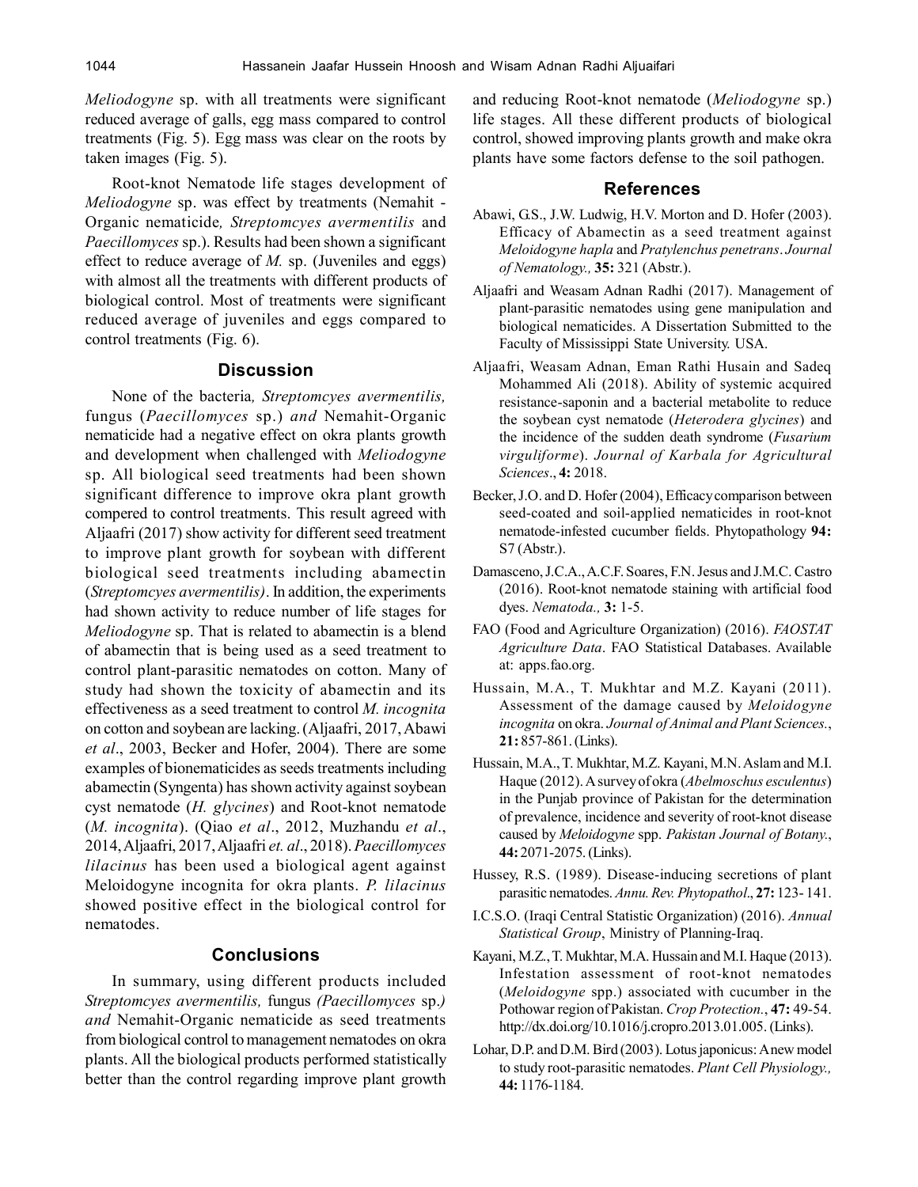*Meliodogyne* sp. with all treatments were significant reduced average of galls, egg mass compared to control treatments (Fig. 5). Egg mass was clear on the roots by taken images (Fig. 5).

Root-knot Nematode life stages development of *Meliodogyne* sp. was effect by treatments (Nemahit - Organic nematicide, *Streptomcyes avermentilis* and *Paecillomyces* sp.). Results had been shown a significant effect to reduce average of *M.* sp. (Juveniles and eggs) with almost all the treatments with different products of biological control. Most of treatments were significant reduced average of juveniles and eggs compared to control treatments (Fig. 6).

## Discussion

None of the bacteria, *Streptomcyes avermentilis,* fungus (*Paecillomyces* sp.) *and* Nemahit-Organic nematicide had a negative effect on okra plants growth and development when challenged with *Meliodogyne* sp. All biological seed treatments had been shown significant difference to improve okra plant growth compered to control treatments. This result agreed with Aljaafri (2017) show activity for different seed treatment to improve plant growth for soybean with different biological seed treatments including abamectin (*Streptomcyes avermentilis)*. In addition, the experiments had shown activity to reduce number of life stages for *Meliodogyne* sp. That is related to abamectin is a blend of abamectin that is being used as a seed treatment to control plant-parasitic nematodes on cotton. Many of study had shown the toxicity of abamectin and its effectiveness as a seed treatment to control *M. incognita* on cotton and soybean are lacking. (Aljaafri, 2017, Abawi *et al*., 2003, Becker and Hofer, 2004). There are some examples of bionematicides as seeds treatments including abamectin (Syngenta) has shown activity against soybean cyst nematode (*H. glycines*) and Root-knot nematode (*M. incognita*). (Qiao *et al*., 2012, Muzhandu *et al*., 2014, Aljaafri, 2017, Aljaafri *et. al*., 2018). *Paecillomyces lilacinus* has been used a biological agent against Meloidogyne incognita for okra plants. *P. lilacinus* showed positive effect in the biological control for nematodes.

## Conclusions

In summary, using different products included *Streptomcyes avermentilis,* fungus *(Paecillomyces* sp.*) and* Nemahit-Organic nematicide as seed treatments from biological control to management nematodes on okra plants. All the biological products performed statistically better than the control regarding improve plant growth and reducing Root-knot nematode (*Meliodogyne* sp.) life stages. All these different products of biological control, showed improving plants growth and make okra plants have some factors defense to the soil pathogen.

## References

Abawi, G.S., J.W. Ludwig, H.V. Morton and D. Hofer (2003). Efficacy of Abamectin as a seed treatment against *Meloidogyne hapla* and *Pratylenchus penetrans*. *Journal of Nematology.,* **35:** 321 (Abstr.).

Aljaafri and Weasam Adnan Radhi (2017). Management of plant-parasitic nematodes using gene manipulation and biological nematicides. A Dissertation Submitted to the Faculty of Mississippi State University. USA.

Aljaafri, Weasam Adnan, Eman Rathi Husain and Sadeq Mohammed Ali (2018). Ability of systemic acquired resistance-saponin and a bacterial metabolite to reduce the soybean cyst nematode (*Heterodera glycines*) and the incidence of the sudden death syndrome (*Fusarium virguliforme*). *Journal of Karbala for Agricultural Sciences*., **4:** 2018.

Becker, J.O. and D. Hofer (2004), Efficacy comparison between seed-coated and soil-applied nematicides in root-knot nematode-infested cucumber fields. Phytopathology **94:** S7 (Abstr.).

Damasceno, J.C.A., A.C.F. Soares, F.N. Jesus and J.M.C. Castro (2016). Root-knot nematode staining with artificial food dyes. *Nematoda.,* **3:** 1-5.

FAO (Food and Agriculture Organization) (2016). *FAOSTAT Agriculture Data*. FAO Statistical Databases. Available at: apps.fao.org.

Hussain, M.A., T. Mukhtar and M.Z. Kayani (2011). Assessment of the damage caused by *Meloidogyne incognita* on okra. *Journal of Animal and Plant Sciences.*, **21:** 857-861. (Links).

Hussain, M.A., T. Mukhtar, M.Z. Kayani, M.N. Aslam and M.I. Haque (2012). A survey of okra (*Abelmoschus esculentus*) in the Punjab province of Pakistan for the determination of prevalence, incidence and severity of root-knot disease caused by *Meloidogyne* spp. *Pakistan Journal of Botany.*, **44:** 2071-2075. (Links).

Hussey, R.S. (1989). Disease-inducing secretions of plant parasitic nematodes. *Annu. Rev. Phytopathol*., **27:** 123- 141.

I.C.S.O. (Iraqi Central Statistic Organization) (2016). *Annual Statistical Group*, Ministry of Planning-Iraq.

Kayani, M.Z., T. Mukhtar, M.A. Hussain and M.I. Haque (2013). Infestation assessment of root-knot nematodes (*Meloidogyne* spp.) associated with cucumber in the Pothowar region of Pakistan. *Crop Protection.*, **47:** 49-54. http://dx.doi.org/10.1016/j.cropro.2013.01.005. (Links).

Lohar, D.P. and D.M. Bird (2003). Lotus japonicus: A new model to study root-parasitic nematodes. *Plant Cell Physiology.,* **44:** 1176-1184.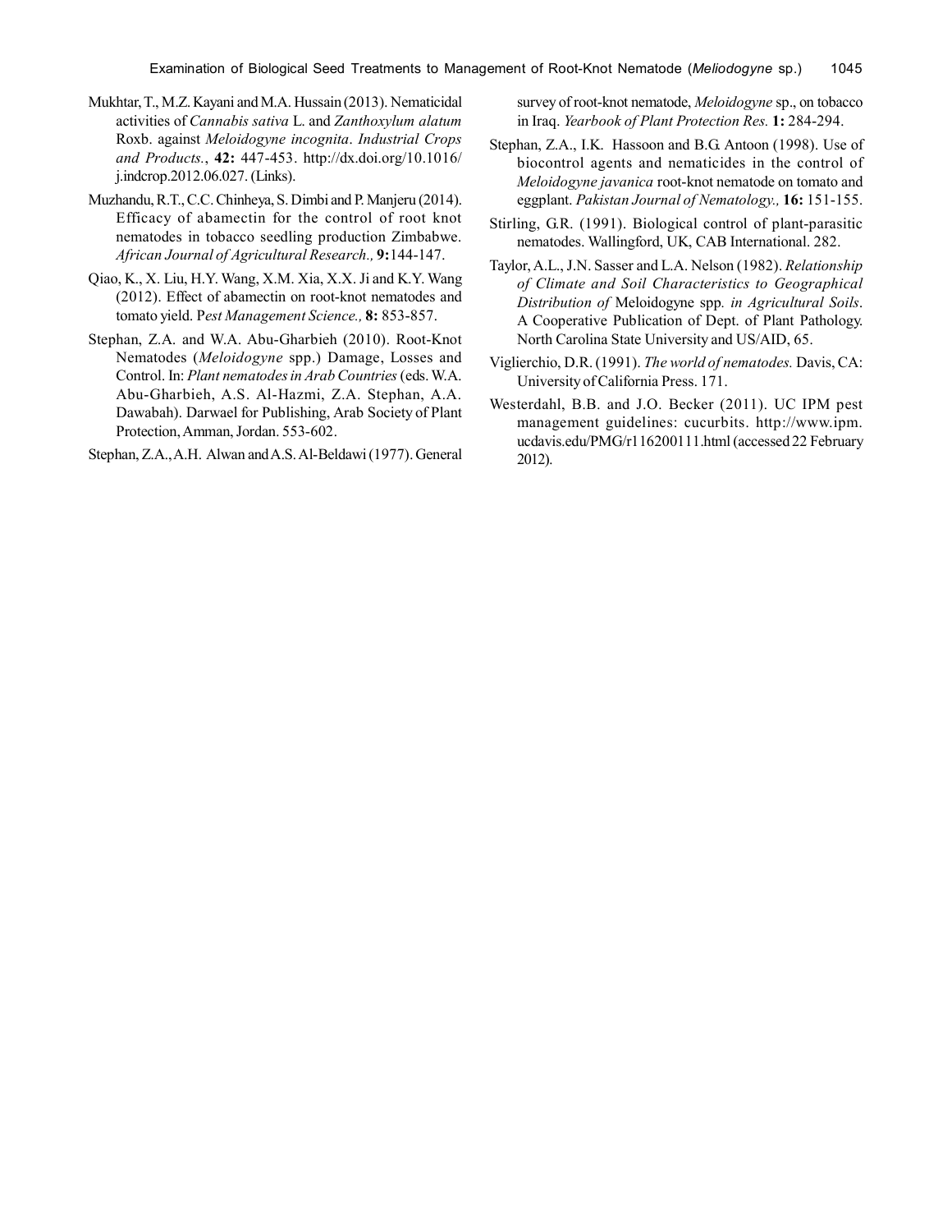Mukhtar, T., M.Z. Kayani and M.A. Hussain (2013). Nematicidal activities of *Cannabis sativa* L. and *Zanthoxylum alatum* Roxb. against *Meloidogyne incognita*. *Industrial Crops and Products.*, **42:** 447-453. http://dx.doi.org/10.1016/j.indcrop.2012.06.027. (Links).

Muzhandu, R.T., C.C. Chinheya, S. Dimbi and P. Manjeru (2014). Efficacy of abamectin for the control of root knot nematodes in tobacco seedling production Zimbabwe. *African Journal of Agricultural Research.,* **9:**144-147.

Qiao, K., X. Liu, H.Y. Wang, X.M. Xia, X.X. Ji and K.Y. Wang (2012). Effect of abamectin on root-knot nematodes and tomato yield. P*est Management Science.,* **8:** 853-857.

Stephan, Z.A. and W.A. Abu-Gharbieh (2010). Root-Knot Nematodes (*Meloidogyne* spp.) Damage, Losses and Control. In: *Plant nematodes in Arab Countries* (eds. W.A. Abu-Gharbieh, A.S. Al-Hazmi, Z.A. Stephan, A.A. Dawabah). Darwael for Publishing, Arab Society of Plant Protection, Amman, Jordan. 553-602.

Stephan, Z.A., A.H. Alwan and A.S. Al-Beldawi (1977). General survey of root-knot nematode, *Meloidogyne* sp., on tobacco in Iraq. *Yearbook of Plant Protection Res.* **1:** 284-294.

Stephan, Z.A., I.K. Hassoon and B.G. Antoon (1998). Use of biocontrol agents and nematicides in the control of *Meloidogyne javanica* root-knot nematode on tomato and eggplant. *Pakistan Journal of Nematology.,* **16:** 151-155.

Stirling, G.R. (1991). Biological control of plant-parasitic nematodes. Wallingford, UK, CAB International. 282.

Taylor, A.L., J.N. Sasser and L.A. Nelson (1982). *Relationship of Climate and Soil Characteristics to Geographical Distribution of* Meloidogyne spp*. in Agricultural Soils*. A Cooperative Publication of Dept. of Plant Pathology. North Carolina State University and US/AID, 65.

Viglierchio, D.R. (1991). *The world of nematodes.* Davis, CA: University of California Press. 171.

Westerdahl, B.B. and J.O. Becker (2011). UC IPM pest management guidelines: cucurbits. http://www.ipm.ucdavis.edu/PMG/r116200111.html (accessed 22 February 2012).